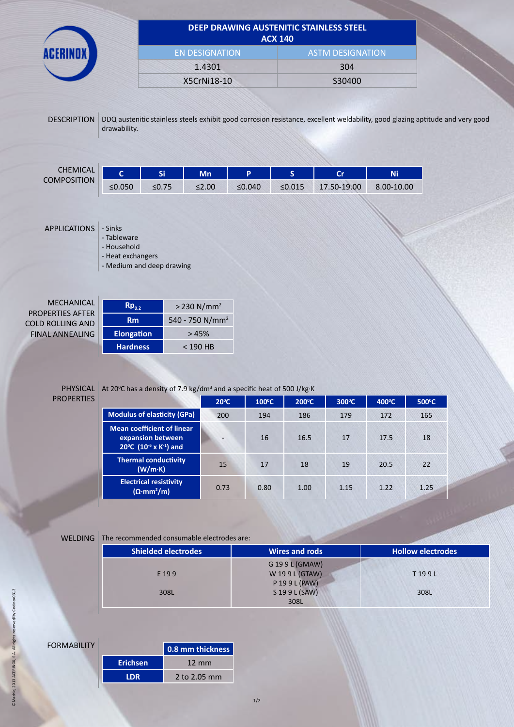# ACERINOX

## DEEP DRAWING AUSTENITIC STAINLESS STEEL ACX 140

| EN DESIGNATION | ASTM DESIGNATION |
|---|---|
| 1.4301 | 304 |
| X5CrNi18-10 | S30400 |

## DESCRIPTION

DDQ austenitic stainless steels exhibit good corrosion resistance, excellent weldability, good glazing aptitude and very good drawability.

## CHEMICAL COMPOSITION

| C | Si | Mn | P | S | Cr | Ni |
|---|---|---|---|---|---|---|
| ≤0.050 | ≤0.75 | ≤2.00 | ≤0.040 | ≤0.015 | 17.50-19.00 | 8.00-10.00 |

## APPLICATIONS

- Sinks
- Tableware
- Household
- Heat exchangers
- Medium and deep drawing

## MECHANICAL PROPERTIES AFTER COLD ROLLING AND FINAL ANNEALING

| | |
|---|---|
| $Rp_{0.2}$ | > 230 N/mm² |
| Rm | 540 - 750 N/mm² |
| Elongation | > 45% |
| Hardness | < 190 HB |

## PHYSICAL PROPERTIES

At 20ºC has a density of 7.9 kg/dm³ and a specific heat of 500 J/kg·K

| | 20ºC | 100ºC | 200ºC | 300ºC | 400ºC | 500ºC |
|---|---|---|---|---|---|---|
| Modulus of elasticity (GPa) | 200 | 194 | 186 | 179 | 172 | 165 |
| Mean coefficient of linear expansion between 20ºC ($10^{-6}$ x $K^{-1}$) and | - | 16 | 16.5 | 17 | 17.5 | 18 |
| Thermal conductivity (W/m·K) | 15 | 17 | 18 | 19 | 20.5 | 22 |
| Electrical resistivity (Ω·mm²/m) | 0.73 | 0.80 | 1.00 | 1.15 | 1.22 | 1.25 |

## WELDING

The recommended consumable electrodes are:

| Shielded electrodes | Wires and rods | Hollow electrodes |
|---|---|---|
| E 19 9<br>308L | G 19 9 L (GMAW)<br>W 19 9 L (GTAW)<br>P 19 9 L (PAW)<br>S 19 9 L (SAW)<br>308L | T 19 9 L<br>308L |

## FORMABILITY

| | 0.8 mm thickness |
|---|---|
| Erichsen | 12 mm |
| LDR | 2 to 2.05 mm |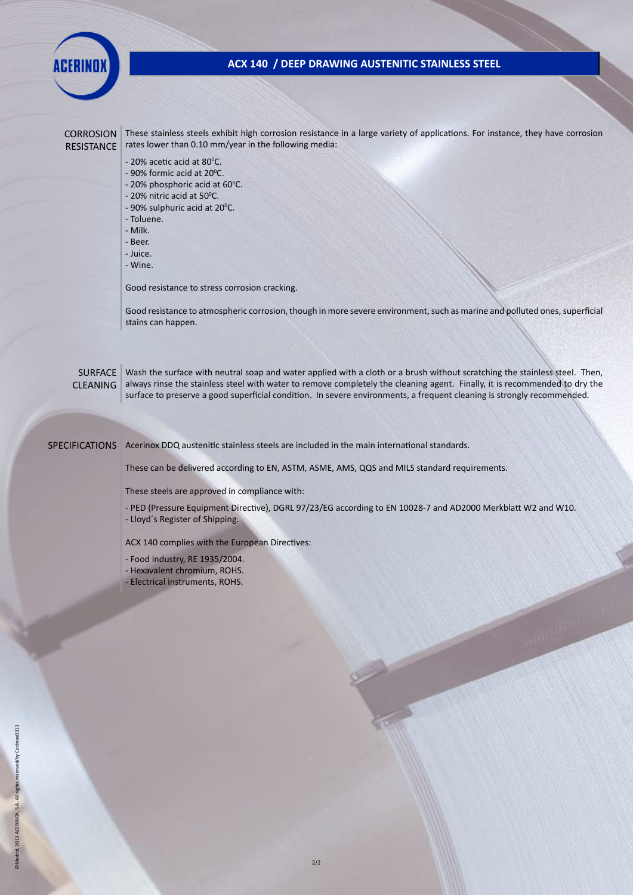# ACX 140 / DEEP DRAWING AUSTENITIC STAINLESS STEEL

## CORROSION RESISTANCE

These stainless steels exhibit high corrosion resistance in a large variety of applications. For instance, they have corrosion rates lower than 0.10 mm/year in the following media:

- 20% acetic acid at 80ºC.
- 90% formic acid at 20ºC.
- 20% phosphoric acid at 60ºC.
- 20% nitric acid at 50ºC.
- 90% sulphuric acid at 20ºC.
- Toluene.
- Milk.
- Beer.
- Juice.
- Wine.

Good resistance to stress corrosion cracking.

Good resistance to atmospheric corrosion, though in more severe environment, such as marine and polluted ones, superficial stains can happen.

## SURFACE CLEANING

Wash the surface with neutral soap and water applied with a cloth or a brush without scratching the stainless steel. Then, always rinse the stainless steel with water to remove completely the cleaning agent. Finally, it is recommended to dry the surface to preserve a good superficial condition. In severe environments, a frequent cleaning is strongly recommended.

## SPECIFICATIONS

Acerinox DDQ austenitic stainless steels are included in the main international standards.

These can be delivered according to EN, ASTM, ASME, AMS, QQS and MILS standard requirements.

These steels are approved in compliance with:

- PED (Pressure Equipment Directive), DGRL 97/23/EG according to EN 10028-7 and AD2000 Merkblatt W2 and W10.
- Lloyd´s Register of Shipping.

ACX 140 complies with the European Directives:

- Food industry, RE 1935/2004.
- Hexavalent chromium, ROHS.
- Electrical instruments, ROHS.

©Madrid, 2013 ACERINOX, S.A. All rights reserved/by Cedinox0313